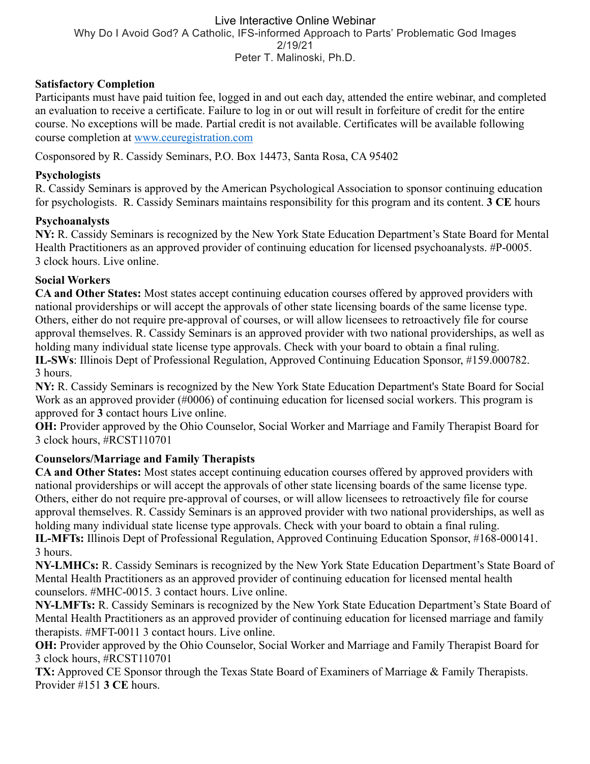Live Interactive Online Webinar

Why Do I Avoid God? A Catholic, IFS-informed Approach to Parts' Problematic God Images

2/19/21

Peter T. Malinoski, Ph.D.

**Satisfactory Completion**

Participants must have paid tuition fee, logged in and out each day, attended the entire webinar, and completed an evaluation to receive a certificate. Failure to log in or out will result in forfeiture of credit for the entire course. No exceptions will be made. Partial credit is not available. Certificates will be available following course completion at [www.ceuregistration.com](www.ceuregistration.com)

Cosponsored by R. Cassidy Seminars, P.O. Box 14473, Santa Rosa, CA 95402

**Psychologists**

R. Cassidy Seminars is approved by the American Psychological Association to sponsor continuing education for psychologists. R. Cassidy Seminars maintains responsibility for this program and its content. **3 CE** hours

**Psychoanalysts**

**NY:** R. Cassidy Seminars is recognized by the New York State Education Department's State Board for Mental Health Practitioners as an approved provider of continuing education for licensed psychoanalysts. #P-0005. 3 clock hours. Live online.

**Social Workers**

**CA and Other States:** Most states accept continuing education courses offered by approved providers with national providerships or will accept the approvals of other state licensing boards of the same license type. Others, either do not require pre-approval of courses, or will allow licensees to retroactively file for course approval themselves. R. Cassidy Seminars is an approved provider with two national providerships, as well as holding many individual state license type approvals. Check with your board to obtain a final ruling.

**IL-SWs**: Illinois Dept of Professional Regulation, Approved Continuing Education Sponsor, #159.000782. 3 hours.

**NY:** R. Cassidy Seminars is recognized by the New York State Education Department's State Board for Social Work as an approved provider (#0006) of continuing education for licensed social workers. This program is approved for **3** contact hours Live online.

**OH:** Provider approved by the Ohio Counselor, Social Worker and Marriage and Family Therapist Board for 3 clock hours, #RCST110701

**Counselors/Marriage and Family Therapists**

**CA and Other States:** Most states accept continuing education courses offered by approved providers with national providerships or will accept the approvals of other state licensing boards of the same license type. Others, either do not require pre-approval of courses, or will allow licensees to retroactively file for course approval themselves. R. Cassidy Seminars is an approved provider with two national providerships, as well as holding many individual state license type approvals. Check with your board to obtain a final ruling.

**IL-MFTs:** Illinois Dept of Professional Regulation, Approved Continuing Education Sponsor, #168-000141. 3 hours.

**NY-LMHCs:** R. Cassidy Seminars is recognized by the New York State Education Department's State Board of Mental Health Practitioners as an approved provider of continuing education for licensed mental health counselors. #MHC-0015. 3 contact hours. Live online.

**NY-LMFTs:** R. Cassidy Seminars is recognized by the New York State Education Department's State Board of Mental Health Practitioners as an approved provider of continuing education for licensed marriage and family therapists. #MFT-0011 3 contact hours. Live online.

**OH:** Provider approved by the Ohio Counselor, Social Worker and Marriage and Family Therapist Board for 3 clock hours, #RCST110701

**TX:** Approved CE Sponsor through the Texas State Board of Examiners of Marriage & Family Therapists. Provider #151 **3 CE** hours.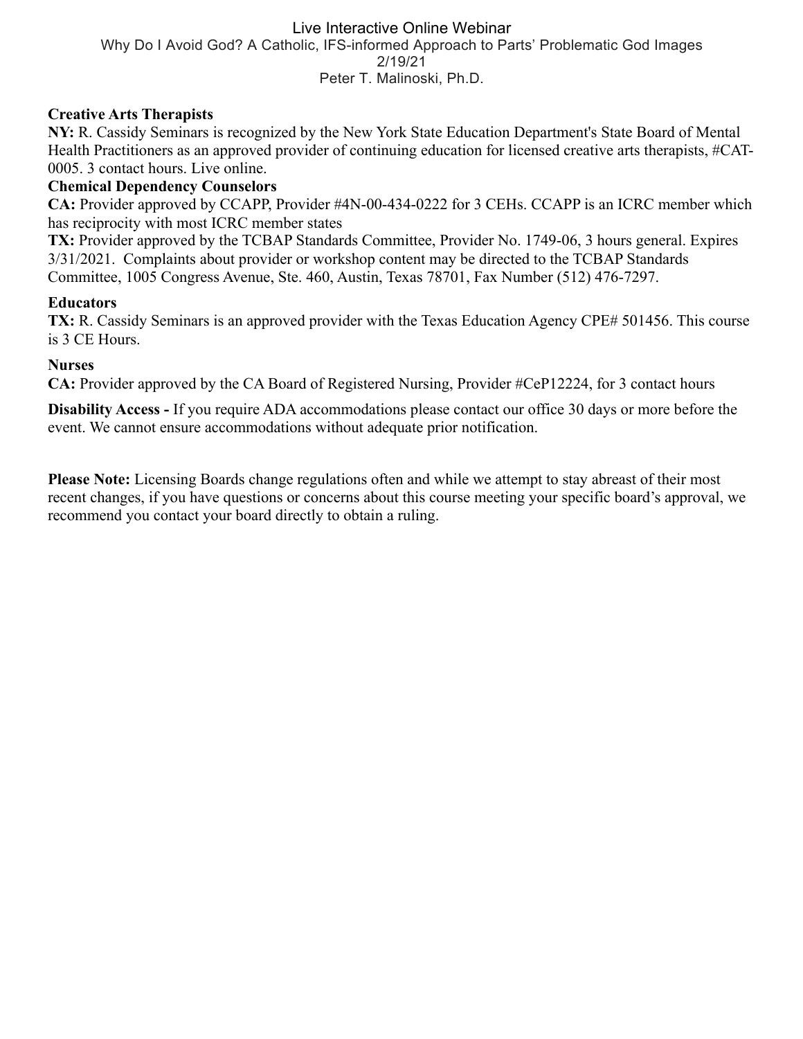**Creative Arts Therapists**

**NY:** R. Cassidy Seminars is recognized by the New York State Education Department's State Board of Mental Health Practitioners as an approved provider of continuing education for licensed creative arts therapists, #CAT-0005. 3 contact hours. Live online.

**Chemical Dependency Counselors**

**CA:** Provider approved by CCAPP, Provider #4N-00-434-0222 for 3 CEHs. CCAPP is an ICRC member which has reciprocity with most ICRC member states

**TX:** Provider approved by the TCBAP Standards Committee, Provider No. 1749-06, 3 hours general. Expires 3/31/2021. Complaints about provider or workshop content may be directed to the TCBAP Standards Committee, 1005 Congress Avenue, Ste. 460, Austin, Texas 78701, Fax Number (512) 476-7297.

**Educators**

**TX:** R. Cassidy Seminars is an approved provider with the Texas Education Agency CPE# 501456. This course is 3 CE Hours.

**Nurses**

**CA:** Provider approved by the CA Board of Registered Nursing, Provider #CeP12224, for 3 contact hours

**Disability Access -** If you require ADA accommodations please contact our office 30 days or more before the event. We cannot ensure accommodations without adequate prior notification.

**Please Note:** Licensing Boards change regulations often and while we attempt to stay abreast of their most recent changes, if you have questions or concerns about this course meeting your specific board's approval, we recommend you contact your board directly to obtain a ruling.